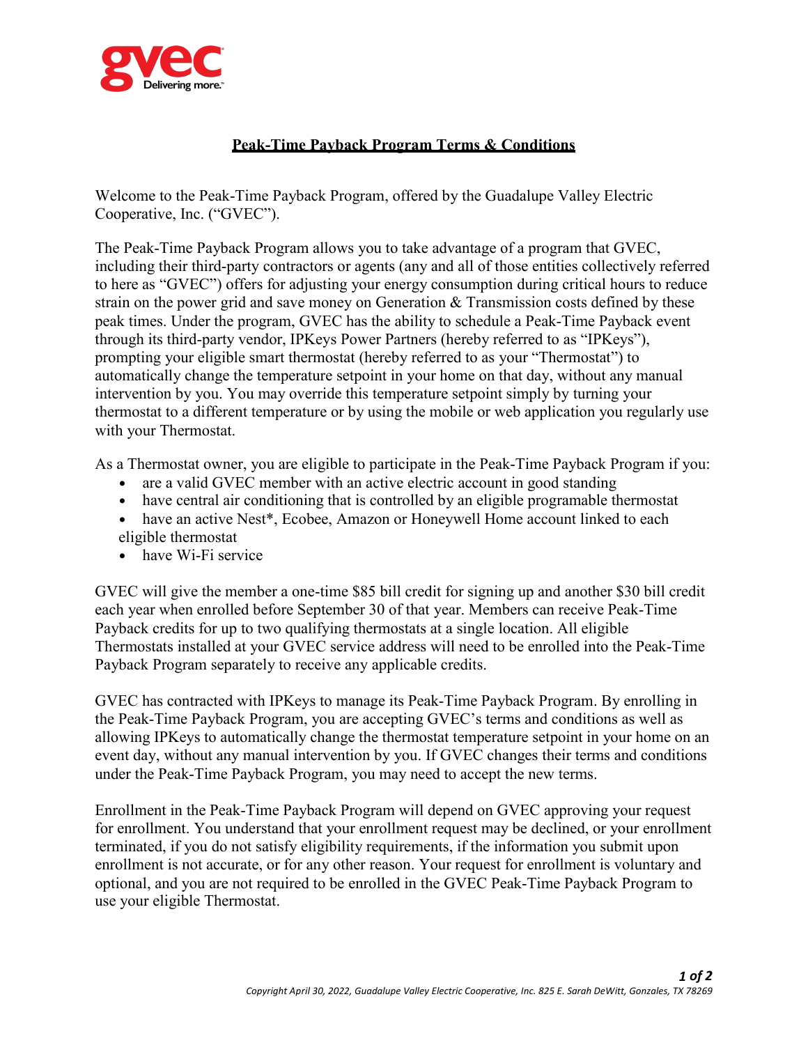# Peak-Time Payback Program Terms & Conditions

Welcome to the Peak-Time Payback Program, offered by the Guadalupe Valley Electric Cooperative, Inc. ("GVEC").

The Peak-Time Payback Program allows you to take advantage of a program that GVEC, including their third-party contractors or agents (any and all of those entities collectively referred to here as "GVEC") offers for adjusting your energy consumption during critical hours to reduce strain on the power grid and save money on Generation & Transmission costs defined by these peak times. Under the program, GVEC has the ability to schedule a Peak-Time Payback event through its third-party vendor, IPKeys Power Partners (hereby referred to as "IPKeys"), prompting your eligible smart thermostat (hereby referred to as your "Thermostat") to automatically change the temperature setpoint in your home on that day, without any manual intervention by you. You may override this temperature setpoint simply by turning your thermostat to a different temperature or by using the mobile or web application you regularly use with your Thermostat.

As a Thermostat owner, you are eligible to participate in the Peak-Time Payback Program if you:

- are a valid GVEC member with an active electric account in good standing
- have central air conditioning that is controlled by an eligible programable thermostat
- have an active Nest*, Ecobee, Amazon or Honeywell Home account linked to each eligible thermostat
- have Wi-Fi service

GVEC will give the member a one-time $85 bill credit for signing up and another $30 bill credit each year when enrolled before September 30 of that year. Members can receive Peak-Time Payback credits for up to two qualifying thermostats at a single location. All eligible Thermostats installed at your GVEC service address will need to be enrolled into the Peak-Time Payback Program separately to receive any applicable credits.

GVEC has contracted with IPKeys to manage its Peak-Time Payback Program. By enrolling in the Peak-Time Payback Program, you are accepting GVEC's terms and conditions as well as allowing IPKeys to automatically change the thermostat temperature setpoint in your home on an event day, without any manual intervention by you. If GVEC changes their terms and conditions under the Peak-Time Payback Program, you may need to accept the new terms.

Enrollment in the Peak-Time Payback Program will depend on GVEC approving your request for enrollment. You understand that your enrollment request may be declined, or your enrollment terminated, if you do not satisfy eligibility requirements, if the information you submit upon enrollment is not accurate, or for any other reason. Your request for enrollment is voluntary and optional, and you are not required to be enrolled in the GVEC Peak-Time Payback Program to use your eligible Thermostat.

*Copyright April 30, 2022, Guadalupe Valley Electric Cooperative, Inc. 825 E. Sarah DeWitt, Gonzales, TX 78269*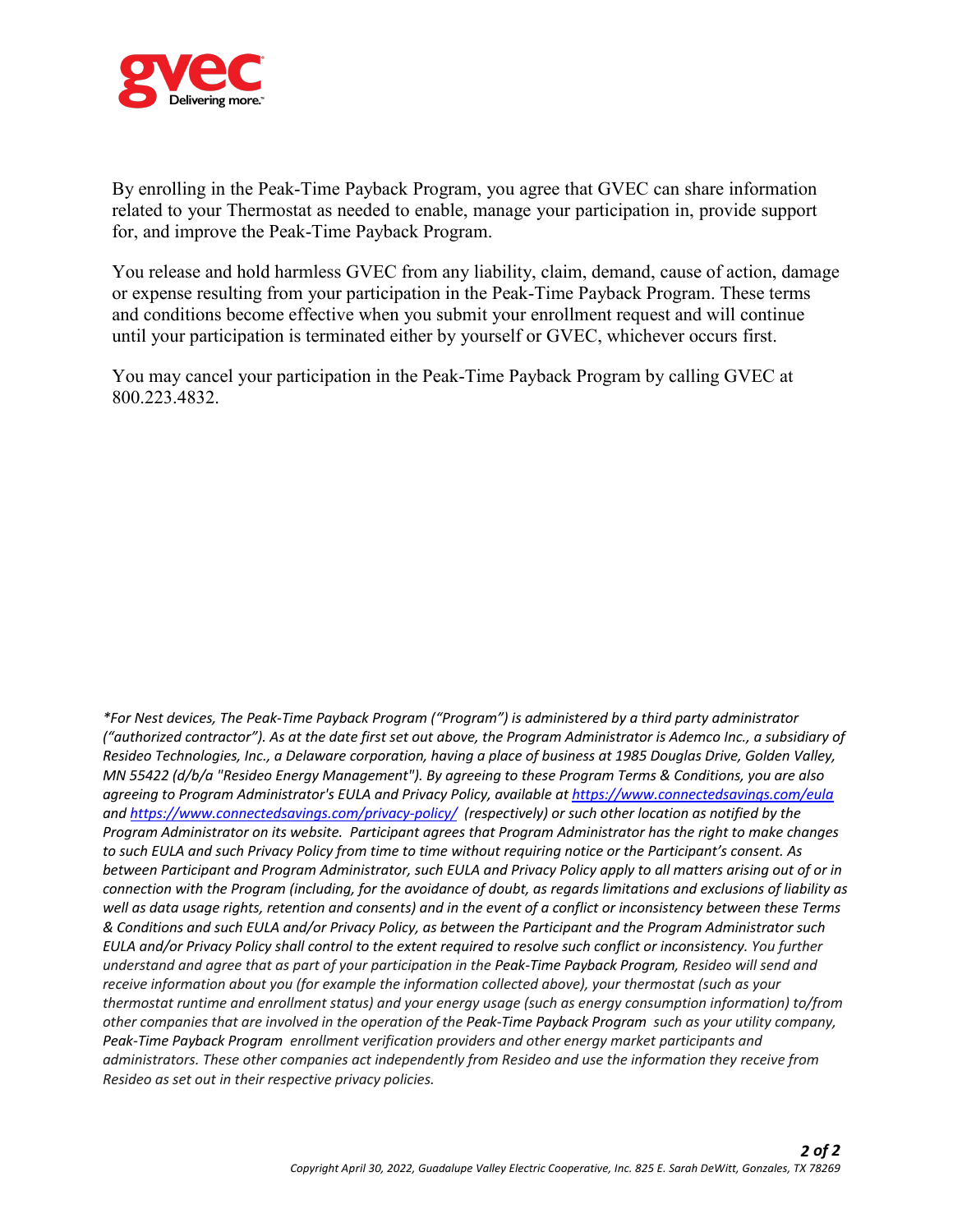By enrolling in the Peak-Time Payback Program, you agree that GVEC can share information related to your Thermostat as needed to enable, manage your participation in, provide support for, and improve the Peak-Time Payback Program.

You release and hold harmless GVEC from any liability, claim, demand, cause of action, damage or expense resulting from your participation in the Peak-Time Payback Program. These terms and conditions become effective when you submit your enrollment request and will continue until your participation is terminated either by yourself or GVEC, whichever occurs first.

You may cancel your participation in the Peak-Time Payback Program by calling GVEC at 800.223.4832.

*\*For Nest devices, The Peak-Time Payback Program ("Program") is administered by a third party administrator ("authorized contractor"). As at the date first set out above, the Program Administrator is Ademco Inc., a subsidiary of Resideo Technologies, Inc., a Delaware corporation, having a place of business at 1985 Douglas Drive, Golden Valley, MN 55422 (d/b/a "Resideo Energy Management"). By agreeing to these Program Terms & Conditions, you are also agreeing to Program Administrator's EULA and Privacy Policy, available at [https://www.connectedsavings.com/eula](https://www.connectedsavings.com/eula) and [https://www.connectedsavings.com/privacy-policy/](https://www.connectedsavings.com/privacy-policy/) (respectively) or such other location as notified by the Program Administrator on its website. Participant agrees that Program Administrator has the right to make changes to such EULA and such Privacy Policy from time to time without requiring notice or the Participant's consent. As between Participant and Program Administrator, such EULA and Privacy Policy apply to all matters arising out of or in connection with the Program (including, for the avoidance of doubt, as regards limitations and exclusions of liability as well as data usage rights, retention and consents) and in the event of a conflict or inconsistency between these Terms & Conditions and such EULA and/or Privacy Policy, as between the Participant and the Program Administrator such EULA and/or Privacy Policy shall control to the extent required to resolve such conflict or inconsistency. You further understand and agree that as part of your participation in the Peak-Time Payback Program, Resideo will send and receive information about you (for example the information collected above), your thermostat (such as your thermostat runtime and enrollment status) and your energy usage (such as energy consumption information) to/from other companies that are involved in the operation of the Peak-Time Payback Program such as your utility company, Peak-Time Payback Program enrollment verification providers and other energy market participants and administrators. These other companies act independently from Resideo and use the information they receive from Resideo as set out in their respective privacy policies.*

*Copyright April 30, 2022, Guadalupe Valley Electric Cooperative, Inc. 825 E. Sarah DeWitt, Gonzales, TX 78269*